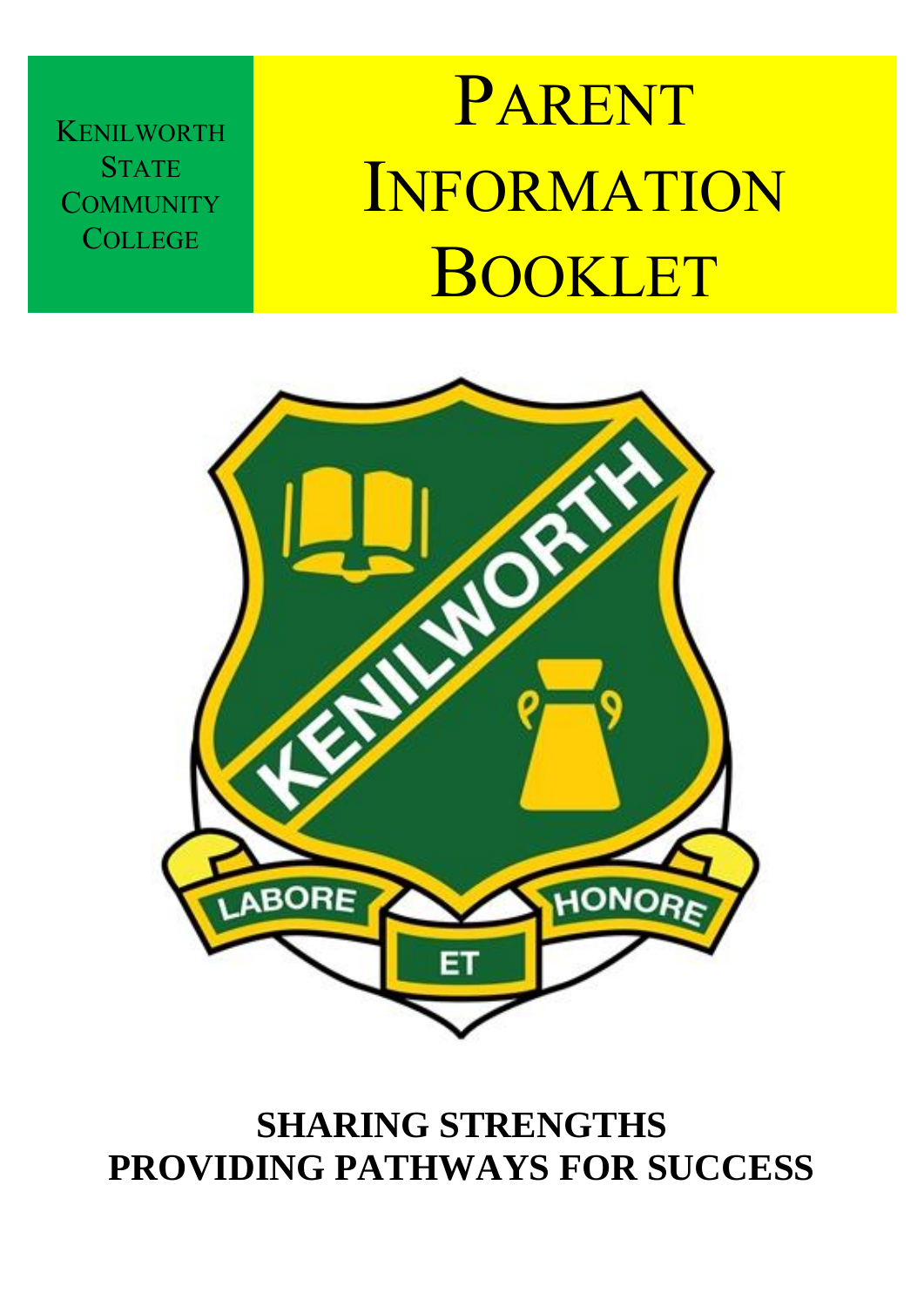Kenilworth State Community College

# Parent Information Booklet

**SHARING STRENGTHS**
**PROVIDING PATHWAYS FOR SUCCESS**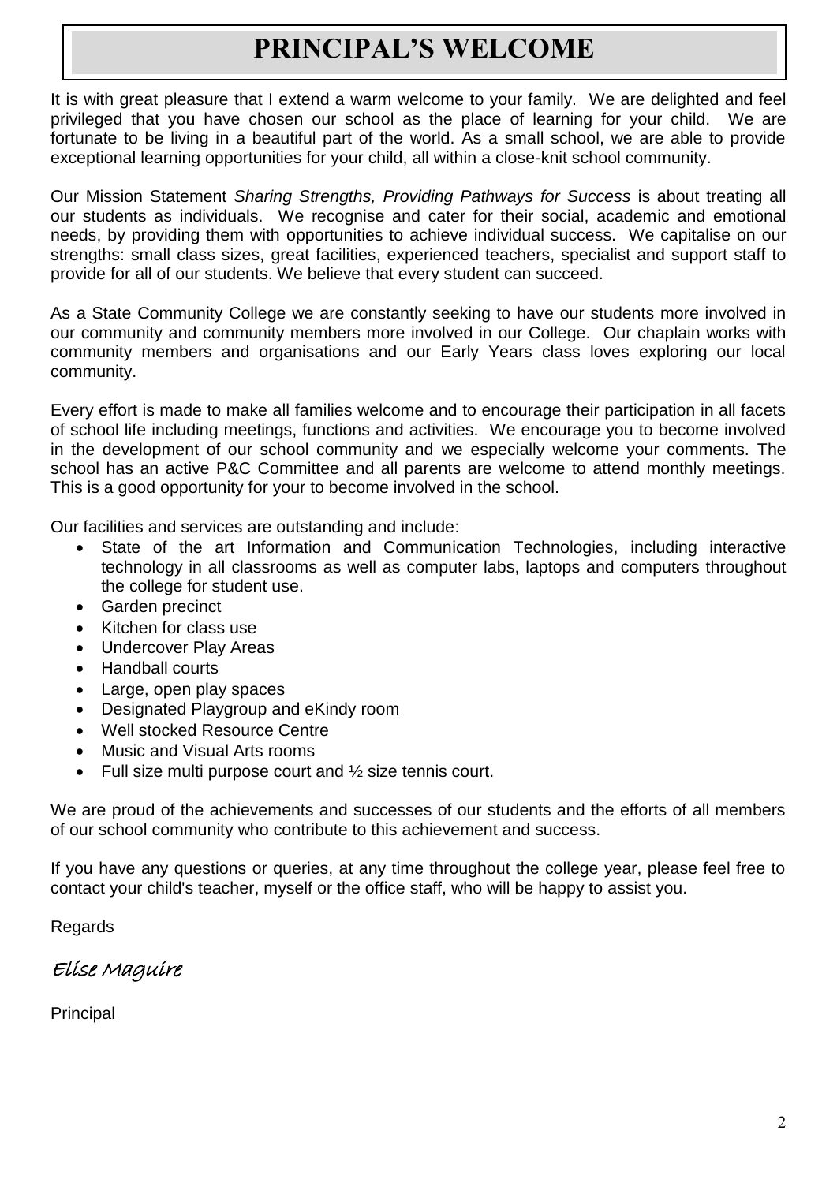# PRINCIPAL'S WELCOME

It is with great pleasure that I extend a warm welcome to your family. We are delighted and feel privileged that you have chosen our school as the place of learning for your child. We are fortunate to be living in a beautiful part of the world. As a small school, we are able to provide exceptional learning opportunities for your child, all within a close-knit school community.

Our Mission Statement *Sharing Strengths, Providing Pathways for Success* is about treating all our students as individuals. We recognise and cater for their social, academic and emotional needs, by providing them with opportunities to achieve individual success. We capitalise on our strengths: small class sizes, great facilities, experienced teachers, specialist and support staff to provide for all of our students. We believe that every student can succeed.

As a State Community College we are constantly seeking to have our students more involved in our community and community members more involved in our College. Our chaplain works with community members and organisations and our Early Years class loves exploring our local community.

Every effort is made to make all families welcome and to encourage their participation in all facets of school life including meetings, functions and activities. We encourage you to become involved in the development of our school community and we especially welcome your comments. The school has an active P&C Committee and all parents are welcome to attend monthly meetings. This is a good opportunity for your to become involved in the school.

Our facilities and services are outstanding and include:

- State of the art Information and Communication Technologies, including interactive technology in all classrooms as well as computer labs, laptops and computers throughout the college for student use.
- Garden precinct
- Kitchen for class use
- Undercover Play Areas
- Handball courts
- Large, open play spaces
- Designated Playgroup and eKindy room
- Well stocked Resource Centre
- Music and Visual Arts rooms
- Full size multi purpose court and ½ size tennis court.

We are proud of the achievements and successes of our students and the efforts of all members of our school community who contribute to this achievement and success.

If you have any questions or queries, at any time throughout the college year, please feel free to contact your child's teacher, myself or the office staff, who will be happy to assist you.

Regards

*Elise Maguire*

Principal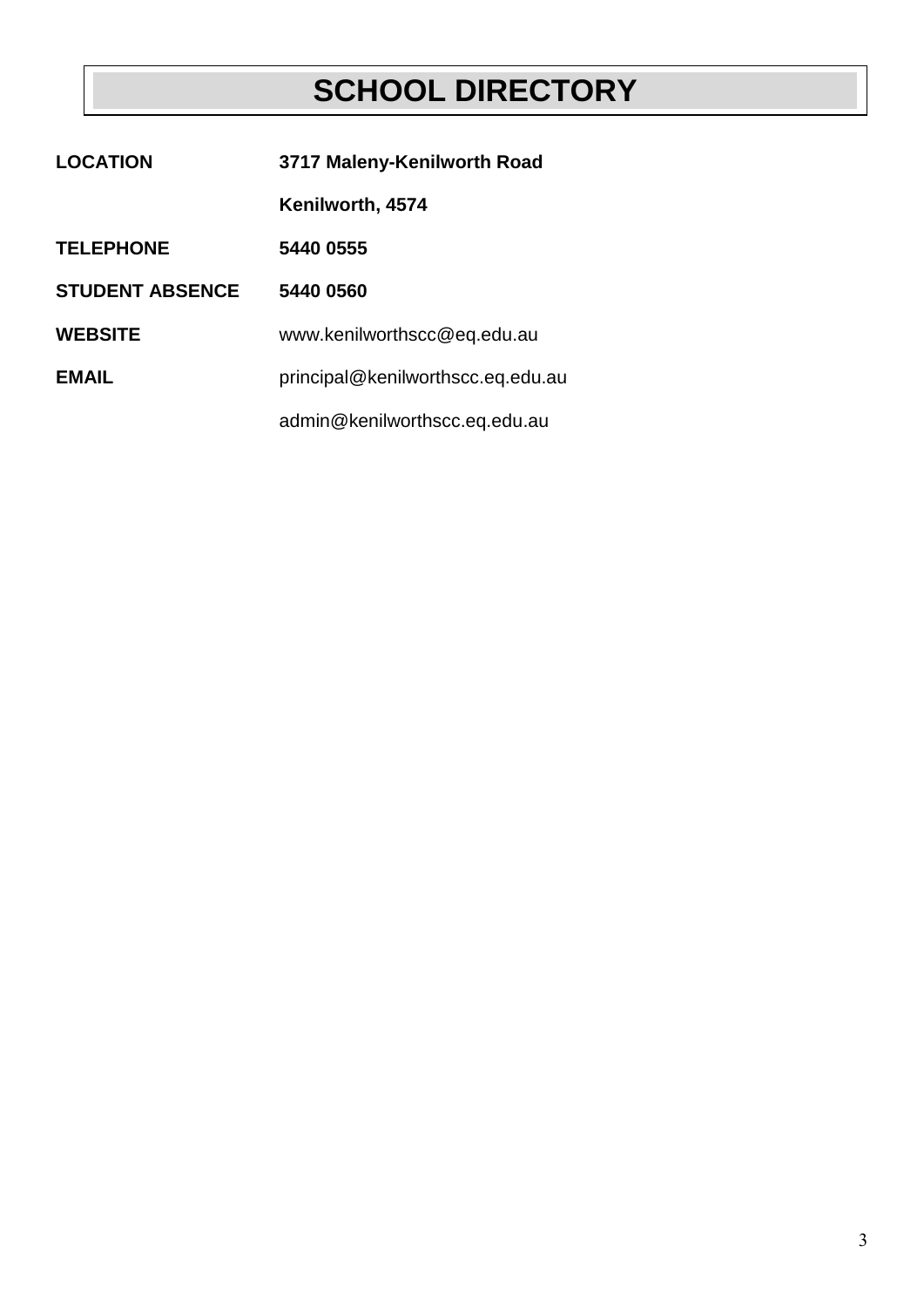# SCHOOL DIRECTORY

| | |
|---|---|
| **LOCATION** | **3717 Maleny-Kenilworth Road** |
| | **Kenilworth, 4574** |
| **TELEPHONE** | **5440 0555** |
| **STUDENT ABSENCE** | **5440 0560** |
| **WEBSITE** | www.kenilworthscc@eq.edu.au |
| **EMAIL** | principal@kenilworthscc.eq.edu.au |
| | admin@kenilworthscc.eq.edu.au |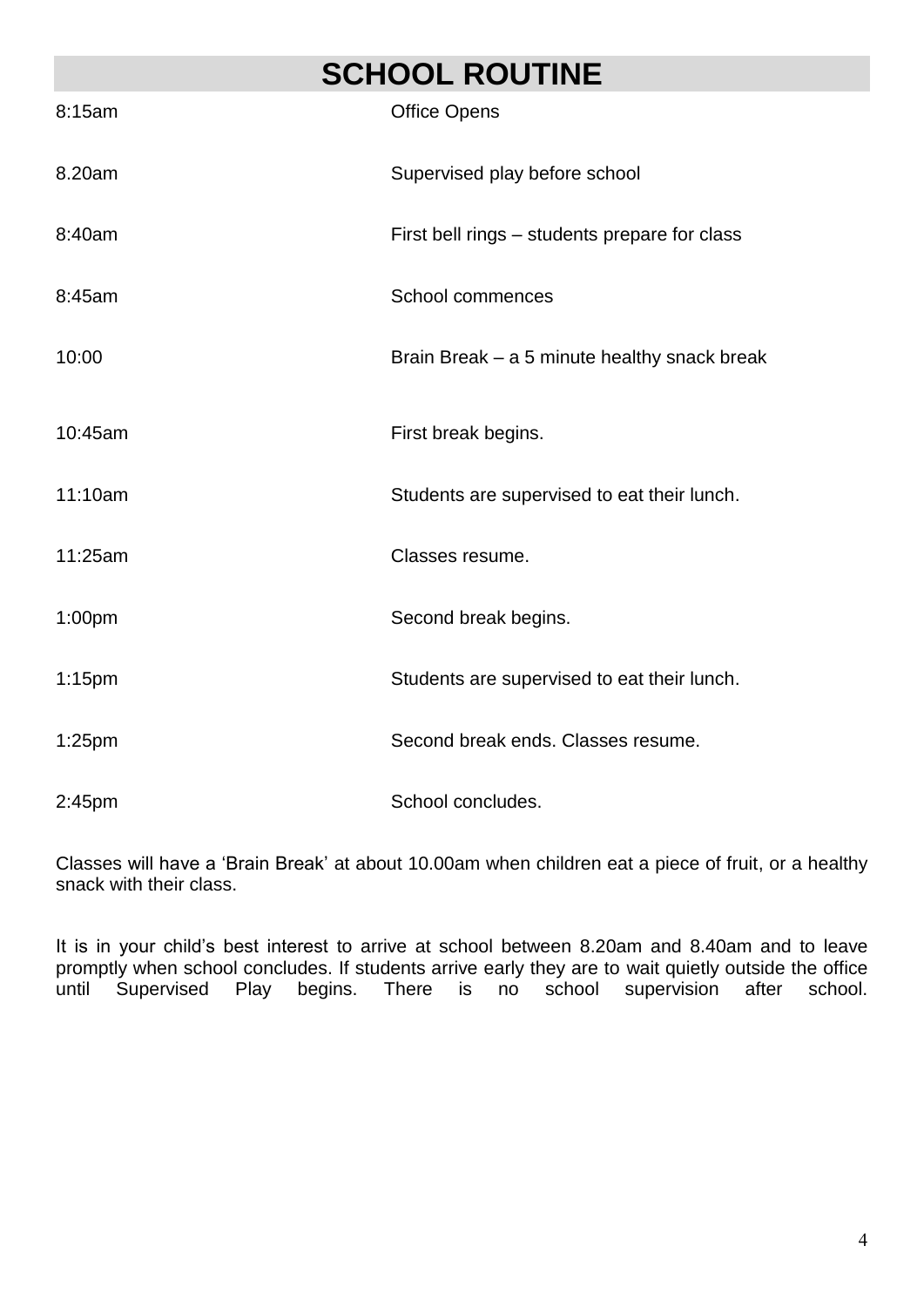# SCHOOL ROUTINE

| | |
|---|---|
| 8:15am | Office Opens |
| 8.20am | Supervised play before school |
| 8:40am | First bell rings – students prepare for class |
| 8:45am | School commences |
| 10:00 | Brain Break – a 5 minute healthy snack break |
| 10:45am | First break begins. |
| 11:10am | Students are supervised to eat their lunch. |
| 11:25am | Classes resume. |
| 1:00pm | Second break begins. |
| 1:15pm | Students are supervised to eat their lunch. |
| 1:25pm | Second break ends. Classes resume. |
| 2:45pm | School concludes. |

Classes will have a 'Brain Break' at about 10.00am when children eat a piece of fruit, or a healthy snack with their class.

It is in your child's best interest to arrive at school between 8.20am and 8.40am and to leave promptly when school concludes. If students arrive early they are to wait quietly outside the office until Supervised Play begins. There is no school supervision after school.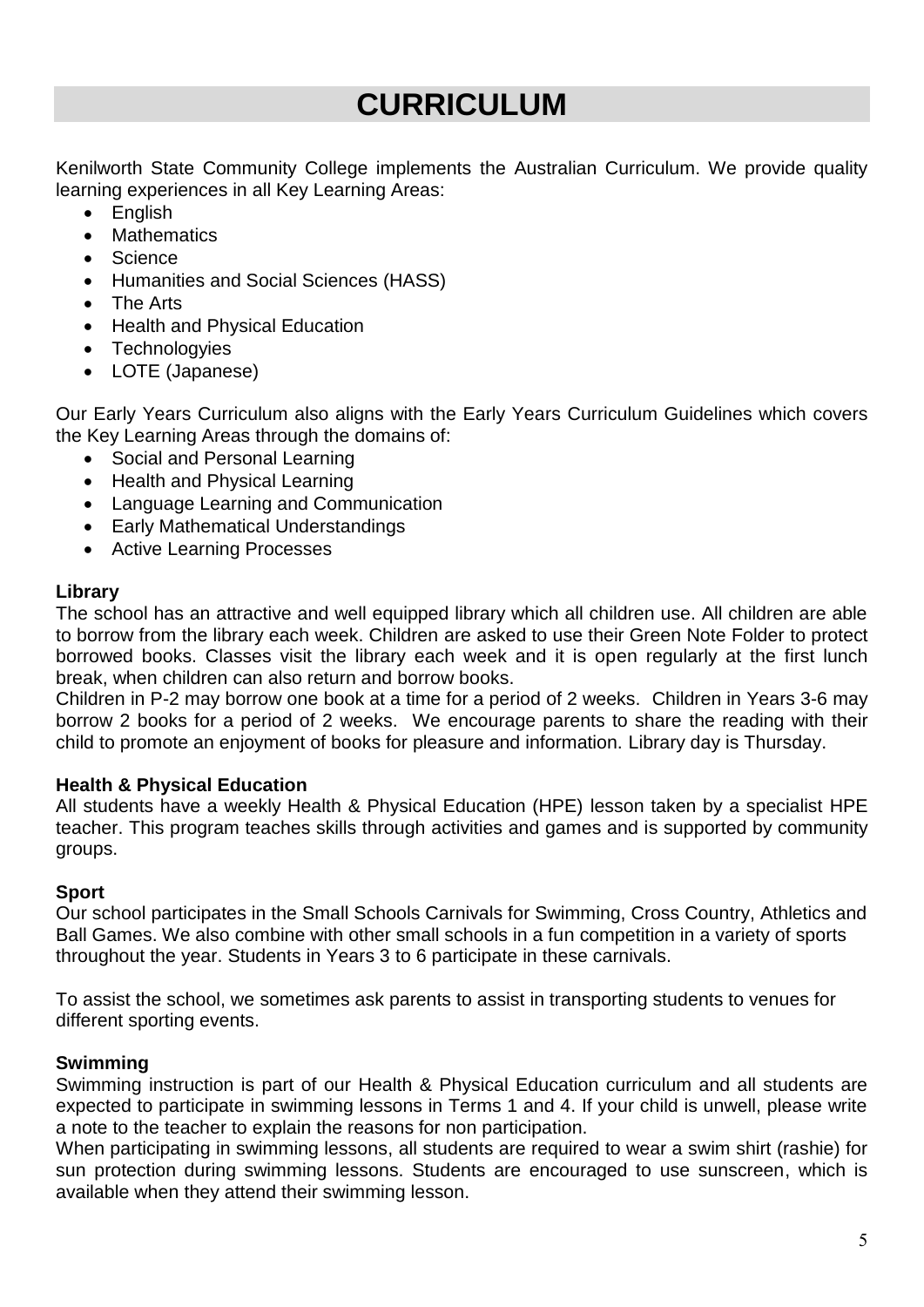# CURRICULUM

Kenilworth State Community College implements the Australian Curriculum. We provide quality learning experiences in all Key Learning Areas:

- English
- Mathematics
- Science
- Humanities and Social Sciences (HASS)
- The Arts
- Health and Physical Education
- Technologyies
- LOTE (Japanese)

Our Early Years Curriculum also aligns with the Early Years Curriculum Guidelines which covers the Key Learning Areas through the domains of:

- Social and Personal Learning
- Health and Physical Learning
- Language Learning and Communication
- Early Mathematical Understandings
- Active Learning Processes

**Library**

The school has an attractive and well equipped library which all children use. All children are able to borrow from the library each week. Children are asked to use their Green Note Folder to protect borrowed books. Classes visit the library each week and it is open regularly at the first lunch break, when children can also return and borrow books.

Children in P-2 may borrow one book at a time for a period of 2 weeks. Children in Years 3-6 may borrow 2 books for a period of 2 weeks. We encourage parents to share the reading with their child to promote an enjoyment of books for pleasure and information. Library day is Thursday.

**Health & Physical Education**

All students have a weekly Health & Physical Education (HPE) lesson taken by a specialist HPE teacher. This program teaches skills through activities and games and is supported by community groups.

**Sport**

Our school participates in the Small Schools Carnivals for Swimming, Cross Country, Athletics and Ball Games. We also combine with other small schools in a fun competition in a variety of sports throughout the year. Students in Years 3 to 6 participate in these carnivals.

To assist the school, we sometimes ask parents to assist in transporting students to venues for different sporting events.

**Swimming**

Swimming instruction is part of our Health & Physical Education curriculum and all students are expected to participate in swimming lessons in Terms 1 and 4. If your child is unwell, please write a note to the teacher to explain the reasons for non participation.

When participating in swimming lessons, all students are required to wear a swim shirt (rashie) for sun protection during swimming lessons. Students are encouraged to use sunscreen, which is available when they attend their swimming lesson.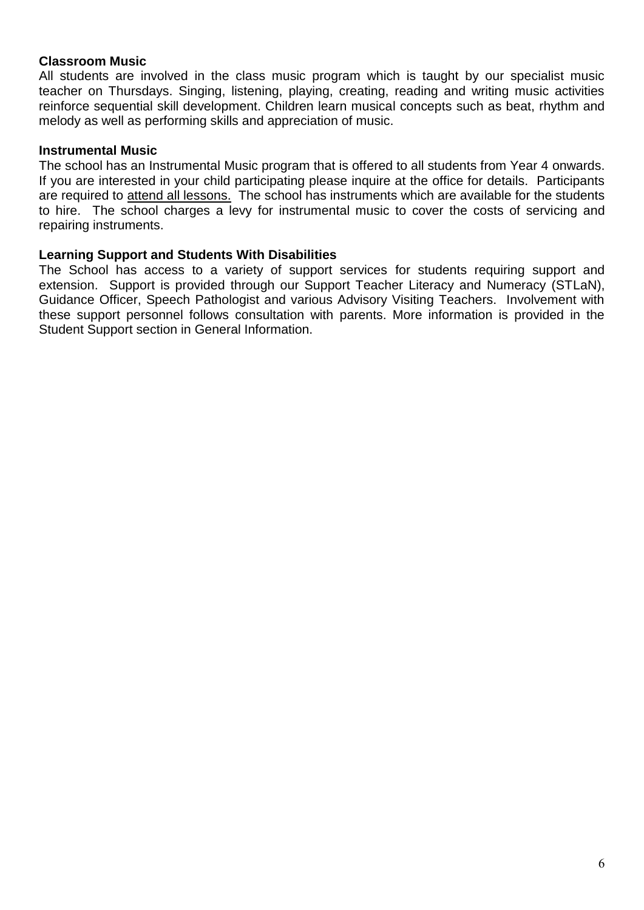**Classroom Music**

All students are involved in the class music program which is taught by our specialist music teacher on Thursdays. Singing, listening, playing, creating, reading and writing music activities reinforce sequential skill development. Children learn musical concepts such as beat, rhythm and melody as well as performing skills and appreciation of music.

**Instrumental Music**

The school has an Instrumental Music program that is offered to all students from Year 4 onwards. If you are interested in your child participating please inquire at the office for details. Participants are required to <u>attend all lessons.</u> The school has instruments which are available for the students to hire. The school charges a levy for instrumental music to cover the costs of servicing and repairing instruments.

**Learning Support and Students With Disabilities**

The School has access to a variety of support services for students requiring support and extension. Support is provided through our Support Teacher Literacy and Numeracy (STLaN), Guidance Officer, Speech Pathologist and various Advisory Visiting Teachers. Involvement with these support personnel follows consultation with parents. More information is provided in the Student Support section in General Information.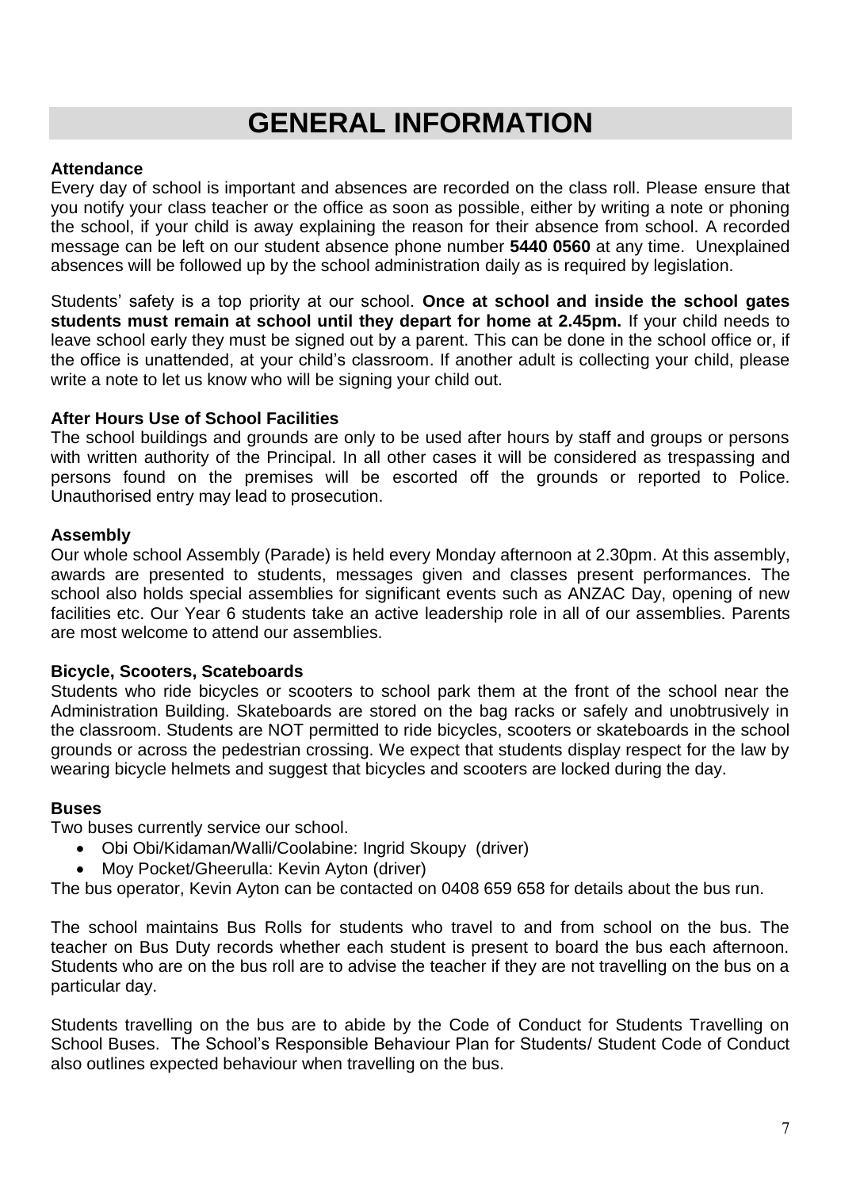# GENERAL INFORMATION

**Attendance**

Every day of school is important and absences are recorded on the class roll. Please ensure that you notify your class teacher or the office as soon as possible, either by writing a note or phoning the school, if your child is away explaining the reason for their absence from school. A recorded message can be left on our student absence phone number **5440 0560** at any time. Unexplained absences will be followed up by the school administration daily as is required by legislation.

Students' safety is a top priority at our school. **Once at school and inside the school gates students must remain at school until they depart for home at 2.45pm.** If your child needs to leave school early they must be signed out by a parent. This can be done in the school office or, if the office is unattended, at your child's classroom. If another adult is collecting your child, please write a note to let us know who will be signing your child out.

**After Hours Use of School Facilities**

The school buildings and grounds are only to be used after hours by staff and groups or persons with written authority of the Principal. In all other cases it will be considered as trespassing and persons found on the premises will be escorted off the grounds or reported to Police. Unauthorised entry may lead to prosecution.

**Assembly**

Our whole school Assembly (Parade) is held every Monday afternoon at 2.30pm. At this assembly, awards are presented to students, messages given and classes present performances. The school also holds special assemblies for significant events such as ANZAC Day, opening of new facilities etc. Our Year 6 students take an active leadership role in all of our assemblies. Parents are most welcome to attend our assemblies.

**Bicycle, Scooters, Scateboards**

Students who ride bicycles or scooters to school park them at the front of the school near the Administration Building. Skateboards are stored on the bag racks or safely and unobtrusively in the classroom. Students are NOT permitted to ride bicycles, scooters or skateboards in the school grounds or across the pedestrian crossing. We expect that students display respect for the law by wearing bicycle helmets and suggest that bicycles and scooters are locked during the day.

**Buses**

Two buses currently service our school.

- Obi Obi/Kidaman/Walli/Coolabine: Ingrid Skoupy (driver)
- Moy Pocket/Gheerulla: Kevin Ayton (driver)

The bus operator, Kevin Ayton can be contacted on 0408 659 658 for details about the bus run.

The school maintains Bus Rolls for students who travel to and from school on the bus. The teacher on Bus Duty records whether each student is present to board the bus each afternoon. Students who are on the bus roll are to advise the teacher if they are not travelling on the bus on a particular day.

Students travelling on the bus are to abide by the Code of Conduct for Students Travelling on School Buses. The School's Responsible Behaviour Plan for Students/ Student Code of Conduct also outlines expected behaviour when travelling on the bus.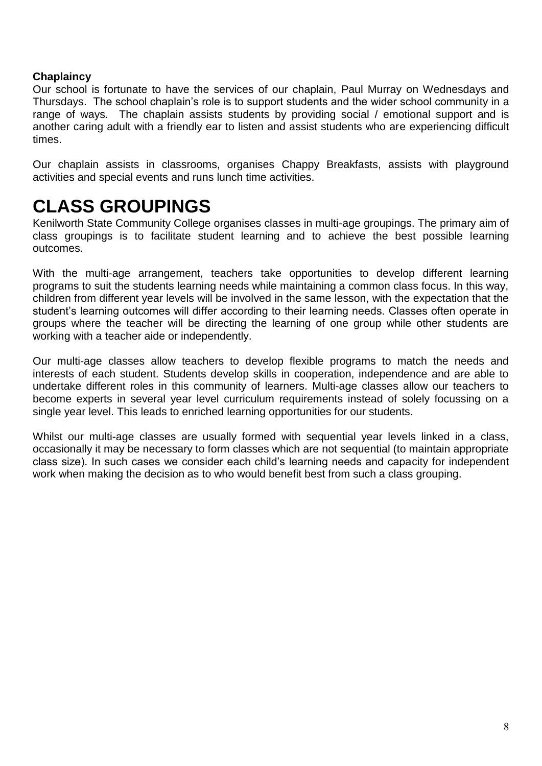### Chaplaincy

Our school is fortunate to have the services of our chaplain, Paul Murray on Wednesdays and Thursdays. The school chaplain's role is to support students and the wider school community in a range of ways. The chaplain assists students by providing social / emotional support and is another caring adult with a friendly ear to listen and assist students who are experiencing difficult times.

Our chaplain assists in classrooms, organises Chappy Breakfasts, assists with playground activities and special events and runs lunch time activities.

# CLASS GROUPINGS

Kenilworth State Community College organises classes in multi-age groupings. The primary aim of class groupings is to facilitate student learning and to achieve the best possible learning outcomes.

With the multi-age arrangement, teachers take opportunities to develop different learning programs to suit the students learning needs while maintaining a common class focus. In this way, children from different year levels will be involved in the same lesson, with the expectation that the student's learning outcomes will differ according to their learning needs. Classes often operate in groups where the teacher will be directing the learning of one group while other students are working with a teacher aide or independently.

Our multi-age classes allow teachers to develop flexible programs to match the needs and interests of each student. Students develop skills in cooperation, independence and are able to undertake different roles in this community of learners. Multi-age classes allow our teachers to become experts in several year level curriculum requirements instead of solely focussing on a single year level. This leads to enriched learning opportunities for our students.

Whilst our multi-age classes are usually formed with sequential year levels linked in a class, occasionally it may be necessary to form classes which are not sequential (to maintain appropriate class size). In such cases we consider each child's learning needs and capacity for independent work when making the decision as to who would benefit best from such a class grouping.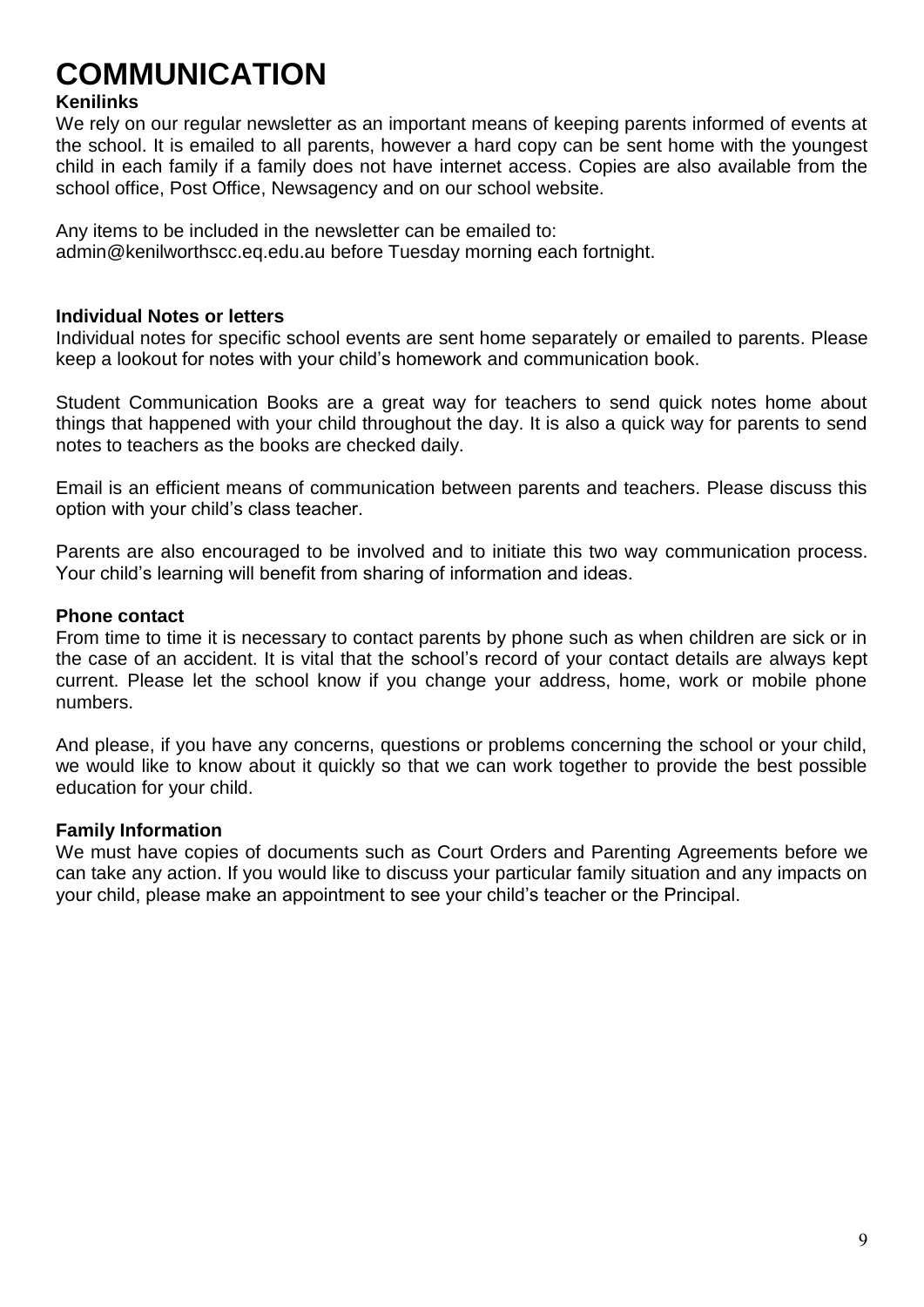# COMMUNICATION

### Kenilinks

We rely on our regular newsletter as an important means of keeping parents informed of events at the school. It is emailed to all parents, however a hard copy can be sent home with the youngest child in each family if a family does not have internet access. Copies are also available from the school office, Post Office, Newsagency and on our school website.

Any items to be included in the newsletter can be emailed to:
admin@kenilworthscc.eq.edu.au before Tuesday morning each fortnight.

### Individual Notes or letters

Individual notes for specific school events are sent home separately or emailed to parents. Please keep a lookout for notes with your child's homework and communication book.

Student Communication Books are a great way for teachers to send quick notes home about things that happened with your child throughout the day. It is also a quick way for parents to send notes to teachers as the books are checked daily.

Email is an efficient means of communication between parents and teachers. Please discuss this option with your child's class teacher.

Parents are also encouraged to be involved and to initiate this two way communication process. Your child's learning will benefit from sharing of information and ideas.

### Phone contact

From time to time it is necessary to contact parents by phone such as when children are sick or in the case of an accident. It is vital that the school's record of your contact details are always kept current. Please let the school know if you change your address, home, work or mobile phone numbers.

And please, if you have any concerns, questions or problems concerning the school or your child, we would like to know about it quickly so that we can work together to provide the best possible education for your child.

### Family Information

We must have copies of documents such as Court Orders and Parenting Agreements before we can take any action. If you would like to discuss your particular family situation and any impacts on your child, please make an appointment to see your child's teacher or the Principal.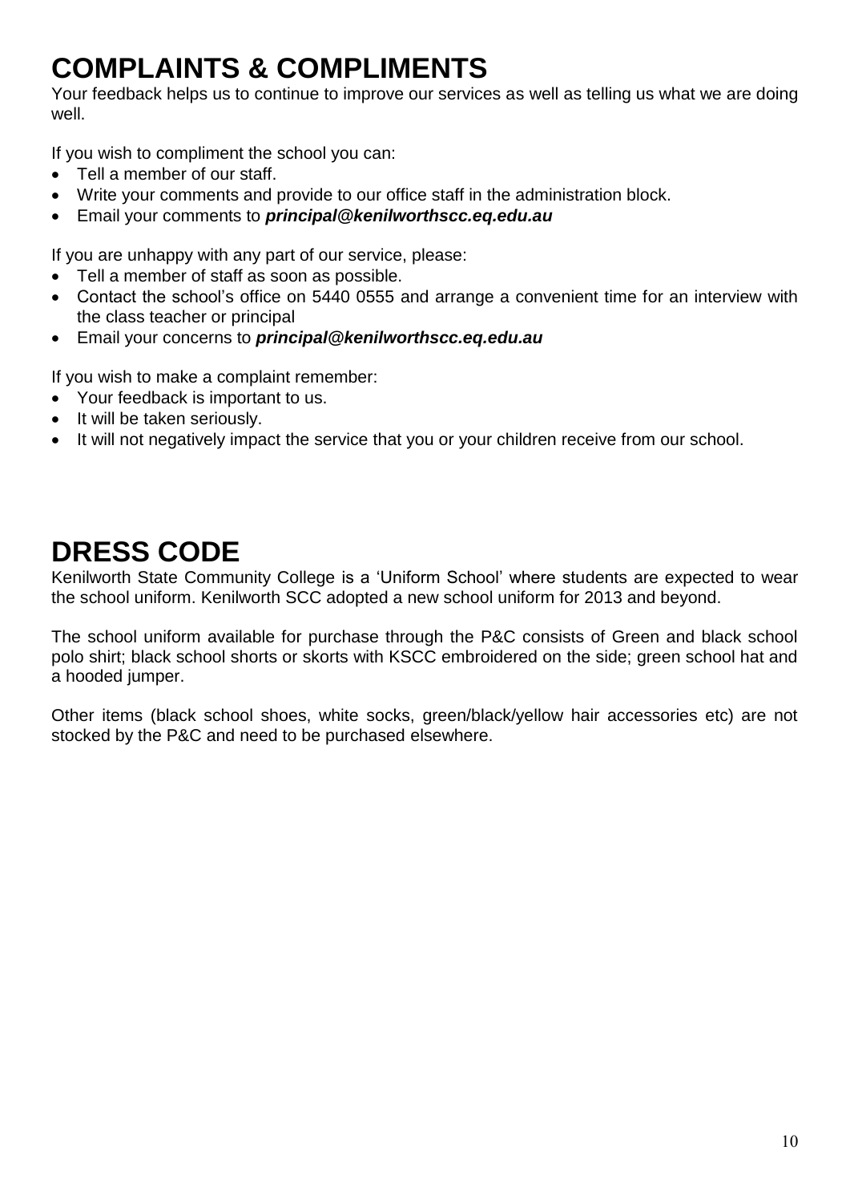# COMPLAINTS & COMPLIMENTS

Your feedback helps us to continue to improve our services as well as telling us what we are doing well.

If you wish to compliment the school you can:

- Tell a member of our staff.
- Write your comments and provide to our office staff in the administration block.
- Email your comments to ***principal@kenilworthscc.eq.edu.au***

If you are unhappy with any part of our service, please:

- Tell a member of staff as soon as possible.
- Contact the school's office on 5440 0555 and arrange a convenient time for an interview with the class teacher or principal
- Email your concerns to ***principal@kenilworthscc.eq.edu.au***

If you wish to make a complaint remember:

- Your feedback is important to us.
- It will be taken seriously.
- It will not negatively impact the service that you or your children receive from our school.

# DRESS CODE

Kenilworth State Community College is a 'Uniform School' where students are expected to wear the school uniform. Kenilworth SCC adopted a new school uniform for 2013 and beyond.

The school uniform available for purchase through the P&C consists of Green and black school polo shirt; black school shorts or skorts with KSCC embroidered on the side; green school hat and a hooded jumper.

Other items (black school shoes, white socks, green/black/yellow hair accessories etc) are not stocked by the P&C and need to be purchased elsewhere.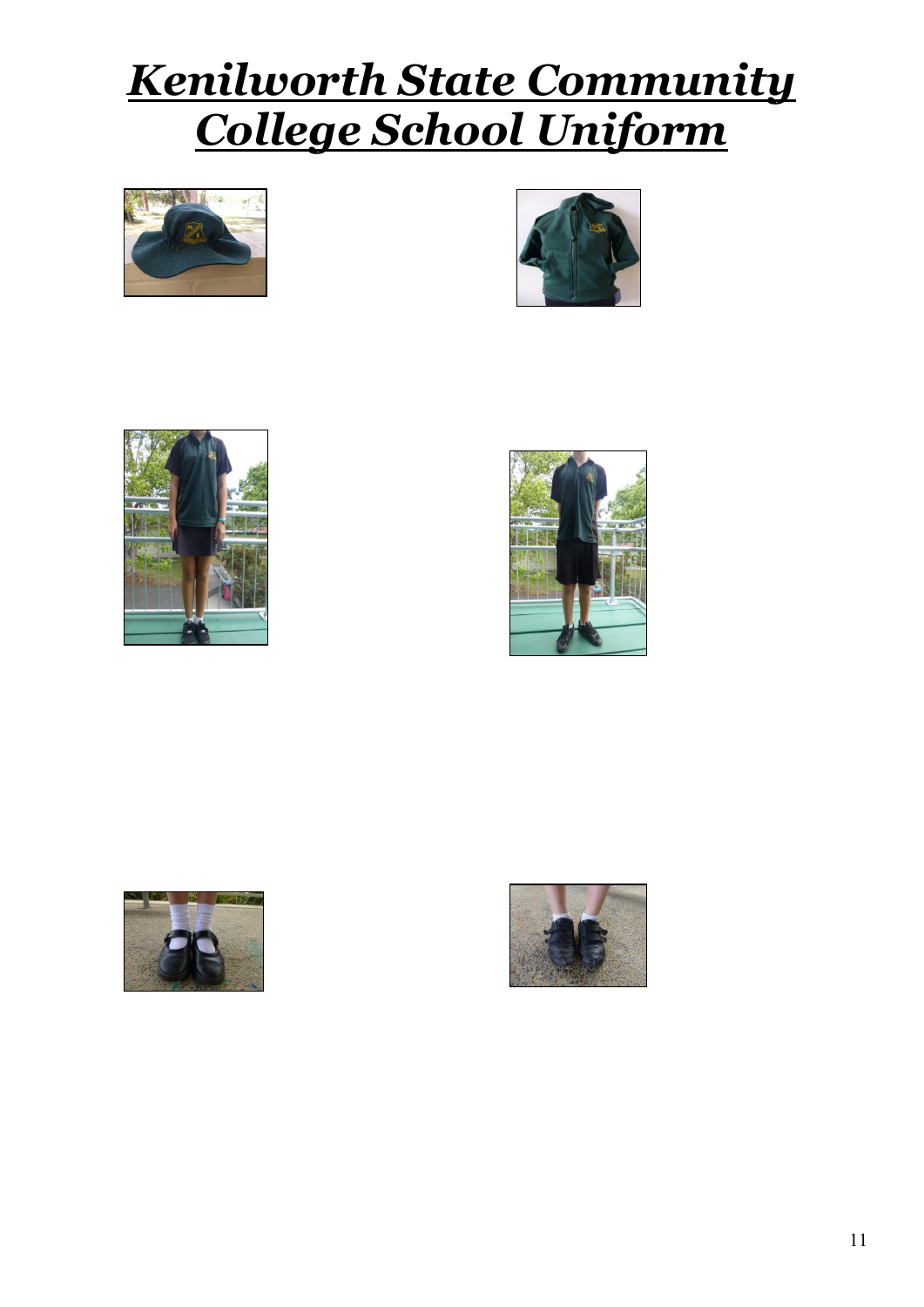# *Kenilworth State Community College School Uniform*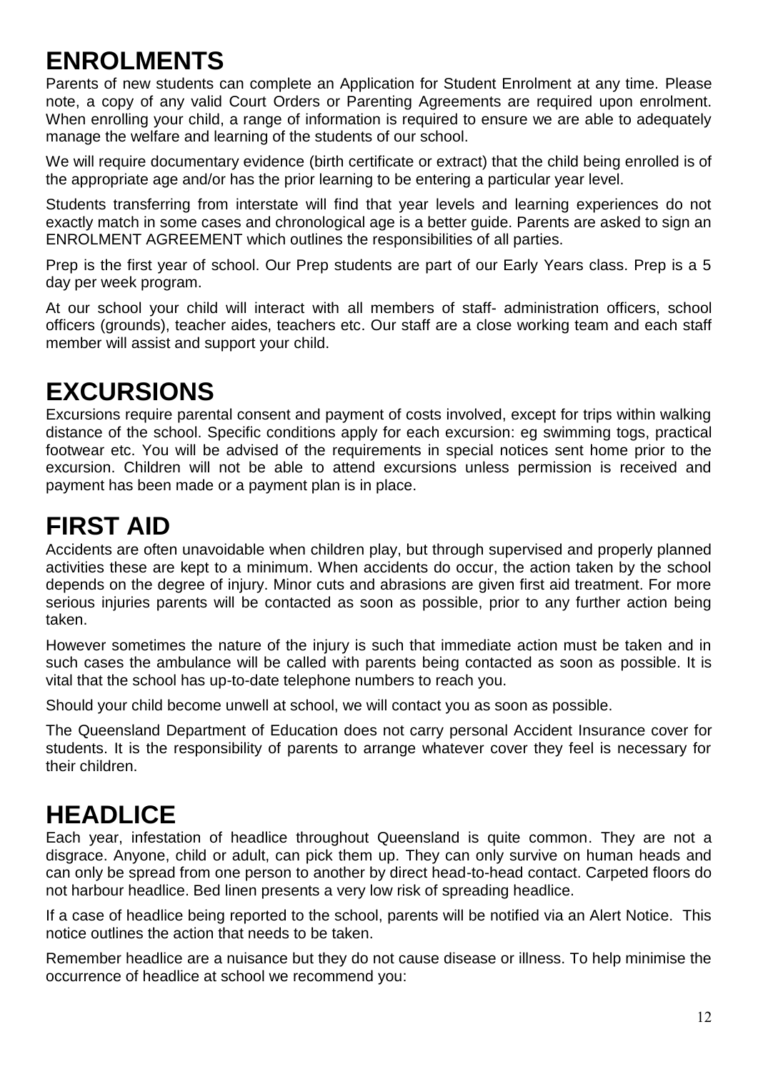# ENROLMENTS

Parents of new students can complete an Application for Student Enrolment at any time. Please note, a copy of any valid Court Orders or Parenting Agreements are required upon enrolment. When enrolling your child, a range of information is required to ensure we are able to adequately manage the welfare and learning of the students of our school.

We will require documentary evidence (birth certificate or extract) that the child being enrolled is of the appropriate age and/or has the prior learning to be entering a particular year level.

Students transferring from interstate will find that year levels and learning experiences do not exactly match in some cases and chronological age is a better guide. Parents are asked to sign an ENROLMENT AGREEMENT which outlines the responsibilities of all parties.

Prep is the first year of school. Our Prep students are part of our Early Years class. Prep is a 5 day per week program.

At our school your child will interact with all members of staff- administration officers, school officers (grounds), teacher aides, teachers etc. Our staff are a close working team and each staff member will assist and support your child.

# EXCURSIONS

Excursions require parental consent and payment of costs involved, except for trips within walking distance of the school. Specific conditions apply for each excursion: eg swimming togs, practical footwear etc. You will be advised of the requirements in special notices sent home prior to the excursion. Children will not be able to attend excursions unless permission is received and payment has been made or a payment plan is in place.

# FIRST AID

Accidents are often unavoidable when children play, but through supervised and properly planned activities these are kept to a minimum. When accidents do occur, the action taken by the school depends on the degree of injury. Minor cuts and abrasions are given first aid treatment. For more serious injuries parents will be contacted as soon as possible, prior to any further action being taken.

However sometimes the nature of the injury is such that immediate action must be taken and in such cases the ambulance will be called with parents being contacted as soon as possible. It is vital that the school has up-to-date telephone numbers to reach you.

Should your child become unwell at school, we will contact you as soon as possible.

The Queensland Department of Education does not carry personal Accident Insurance cover for students. It is the responsibility of parents to arrange whatever cover they feel is necessary for their children.

# HEADLICE

Each year, infestation of headlice throughout Queensland is quite common. They are not a disgrace. Anyone, child or adult, can pick them up. They can only survive on human heads and can only be spread from one person to another by direct head-to-head contact. Carpeted floors do not harbour headlice. Bed linen presents a very low risk of spreading headlice.

If a case of headlice being reported to the school, parents will be notified via an Alert Notice. This notice outlines the action that needs to be taken.

Remember headlice are a nuisance but they do not cause disease or illness. To help minimise the occurrence of headlice at school we recommend you: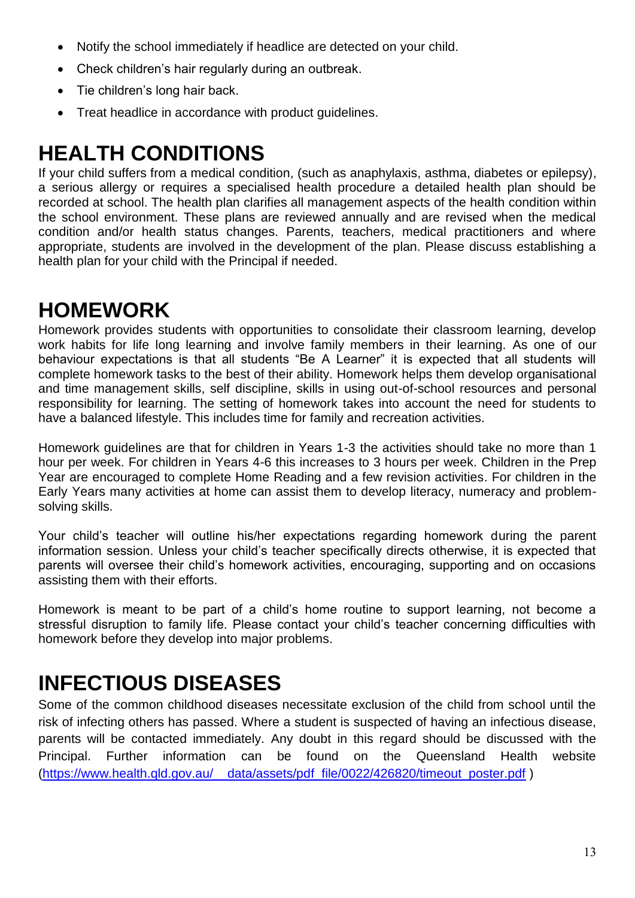- Notify the school immediately if headlice are detected on your child.
- Check children's hair regularly during an outbreak.
- Tie children's long hair back.
- Treat headlice in accordance with product guidelines.

# HEALTH CONDITIONS

If your child suffers from a medical condition, (such as anaphylaxis, asthma, diabetes or epilepsy), a serious allergy or requires a specialised health procedure a detailed health plan should be recorded at school. The health plan clarifies all management aspects of the health condition within the school environment. These plans are reviewed annually and are revised when the medical condition and/or health status changes. Parents, teachers, medical practitioners and where appropriate, students are involved in the development of the plan. Please discuss establishing a health plan for your child with the Principal if needed.

# HOMEWORK

Homework provides students with opportunities to consolidate their classroom learning, develop work habits for life long learning and involve family members in their learning. As one of our behaviour expectations is that all students "Be A Learner" it is expected that all students will complete homework tasks to the best of their ability. Homework helps them develop organisational and time management skills, self discipline, skills in using out-of-school resources and personal responsibility for learning. The setting of homework takes into account the need for students to have a balanced lifestyle. This includes time for family and recreation activities.

Homework guidelines are that for children in Years 1-3 the activities should take no more than 1 hour per week. For children in Years 4-6 this increases to 3 hours per week. Children in the Prep Year are encouraged to complete Home Reading and a few revision activities. For children in the Early Years many activities at home can assist them to develop literacy, numeracy and problem-solving skills.

Your child's teacher will outline his/her expectations regarding homework during the parent information session. Unless your child's teacher specifically directs otherwise, it is expected that parents will oversee their child's homework activities, encouraging, supporting and on occasions assisting them with their efforts.

Homework is meant to be part of a child's home routine to support learning, not become a stressful disruption to family life. Please contact your child's teacher concerning difficulties with homework before they develop into major problems.

# INFECTIOUS DISEASES

Some of the common childhood diseases necessitate exclusion of the child from school until the risk of infecting others has passed. Where a student is suspected of having an infectious disease, parents will be contacted immediately. Any doubt in this regard should be discussed with the Principal. Further information can be found on the Queensland Health website (https://www.health.qld.gov.au/__data/assets/pdf_file/0022/426820/timeout_poster.pdf )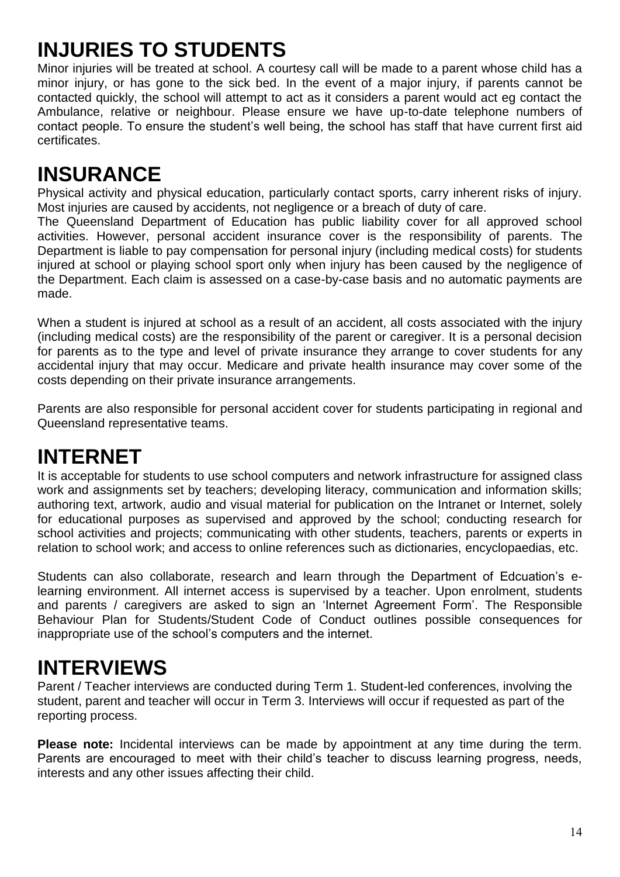# INJURIES TO STUDENTS

Minor injuries will be treated at school. A courtesy call will be made to a parent whose child has a minor injury, or has gone to the sick bed. In the event of a major injury, if parents cannot be contacted quickly, the school will attempt to act as it considers a parent would act eg contact the Ambulance, relative or neighbour. Please ensure we have up-to-date telephone numbers of contact people. To ensure the student's well being, the school has staff that have current first aid certificates.

# INSURANCE

Physical activity and physical education, particularly contact sports, carry inherent risks of injury. Most injuries are caused by accidents, not negligence or a breach of duty of care.

The Queensland Department of Education has public liability cover for all approved school activities. However, personal accident insurance cover is the responsibility of parents. The Department is liable to pay compensation for personal injury (including medical costs) for students injured at school or playing school sport only when injury has been caused by the negligence of the Department. Each claim is assessed on a case-by-case basis and no automatic payments are made.

When a student is injured at school as a result of an accident, all costs associated with the injury (including medical costs) are the responsibility of the parent or caregiver. It is a personal decision for parents as to the type and level of private insurance they arrange to cover students for any accidental injury that may occur. Medicare and private health insurance may cover some of the costs depending on their private insurance arrangements.

Parents are also responsible for personal accident cover for students participating in regional and Queensland representative teams.

# INTERNET

It is acceptable for students to use school computers and network infrastructure for assigned class work and assignments set by teachers; developing literacy, communication and information skills; authoring text, artwork, audio and visual material for publication on the Intranet or Internet, solely for educational purposes as supervised and approved by the school; conducting research for school activities and projects; communicating with other students, teachers, parents or experts in relation to school work; and access to online references such as dictionaries, encyclopaedias, etc.

Students can also collaborate, research and learn through the Department of Edcuation's e-learning environment. All internet access is supervised by a teacher. Upon enrolment, students and parents / caregivers are asked to sign an 'Internet Agreement Form'. The Responsible Behaviour Plan for Students/Student Code of Conduct outlines possible consequences for inappropriate use of the school's computers and the internet.

# INTERVIEWS

Parent / Teacher interviews are conducted during Term 1. Student-led conferences, involving the student, parent and teacher will occur in Term 3. Interviews will occur if requested as part of the reporting process.

**Please note:** Incidental interviews can be made by appointment at any time during the term. Parents are encouraged to meet with their child's teacher to discuss learning progress, needs, interests and any other issues affecting their child.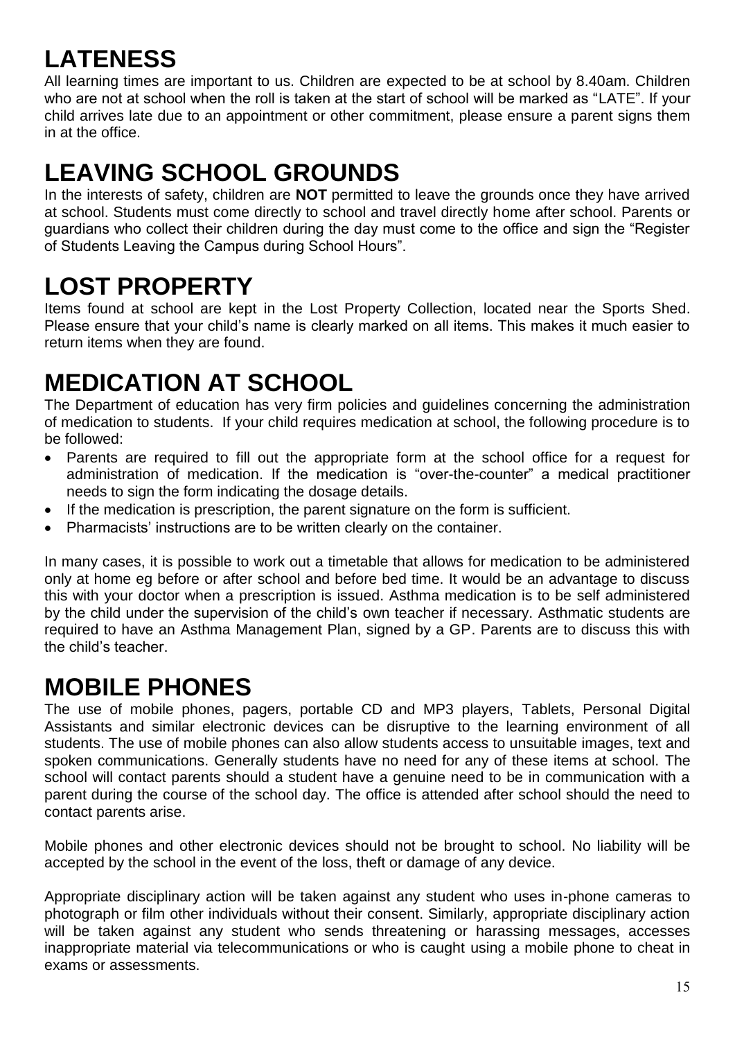# LATENESS

All learning times are important to us. Children are expected to be at school by 8.40am. Children who are not at school when the roll is taken at the start of school will be marked as "LATE". If your child arrives late due to an appointment or other commitment, please ensure a parent signs them in at the office.

# LEAVING SCHOOL GROUNDS

In the interests of safety, children are **NOT** permitted to leave the grounds once they have arrived at school. Students must come directly to school and travel directly home after school. Parents or guardians who collect their children during the day must come to the office and sign the "Register of Students Leaving the Campus during School Hours".

# LOST PROPERTY

Items found at school are kept in the Lost Property Collection, located near the Sports Shed. Please ensure that your child's name is clearly marked on all items. This makes it much easier to return items when they are found.

# MEDICATION AT SCHOOL

The Department of education has very firm policies and guidelines concerning the administration of medication to students. If your child requires medication at school, the following procedure is to be followed:

- Parents are required to fill out the appropriate form at the school office for a request for administration of medication. If the medication is "over-the-counter" a medical practitioner needs to sign the form indicating the dosage details.
- If the medication is prescription, the parent signature on the form is sufficient.
- Pharmacists' instructions are to be written clearly on the container.

In many cases, it is possible to work out a timetable that allows for medication to be administered only at home eg before or after school and before bed time. It would be an advantage to discuss this with your doctor when a prescription is issued. Asthma medication is to be self administered by the child under the supervision of the child's own teacher if necessary. Asthmatic students are required to have an Asthma Management Plan, signed by a GP. Parents are to discuss this with the child's teacher.

# MOBILE PHONES

The use of mobile phones, pagers, portable CD and MP3 players, Tablets, Personal Digital Assistants and similar electronic devices can be disruptive to the learning environment of all students. The use of mobile phones can also allow students access to unsuitable images, text and spoken communications. Generally students have no need for any of these items at school. The school will contact parents should a student have a genuine need to be in communication with a parent during the course of the school day. The office is attended after school should the need to contact parents arise.

Mobile phones and other electronic devices should not be brought to school. No liability will be accepted by the school in the event of the loss, theft or damage of any device.

Appropriate disciplinary action will be taken against any student who uses in-phone cameras to photograph or film other individuals without their consent. Similarly, appropriate disciplinary action will be taken against any student who sends threatening or harassing messages, accesses inappropriate material via telecommunications or who is caught using a mobile phone to cheat in exams or assessments.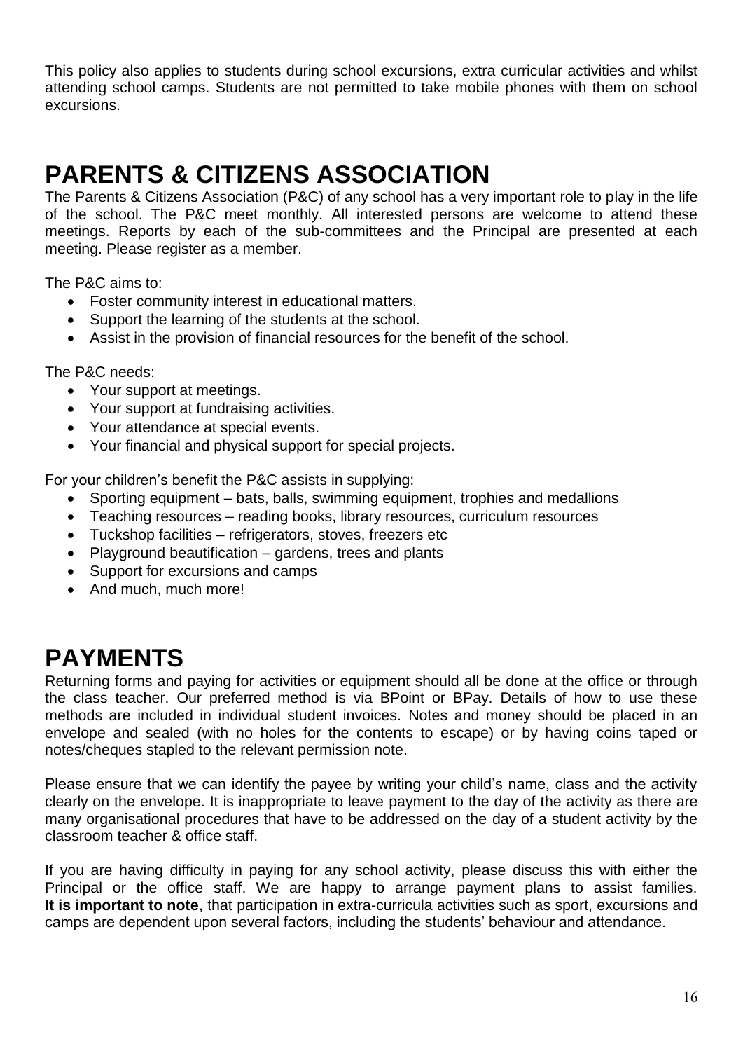This policy also applies to students during school excursions, extra curricular activities and whilst attending school camps. Students are not permitted to take mobile phones with them on school excursions.

# PARENTS & CITIZENS ASSOCIATION

The Parents & Citizens Association (P&C) of any school has a very important role to play in the life of the school. The P&C meet monthly. All interested persons are welcome to attend these meetings. Reports by each of the sub-committees and the Principal are presented at each meeting. Please register as a member.

The P&C aims to:

- Foster community interest in educational matters.
- Support the learning of the students at the school.
- Assist in the provision of financial resources for the benefit of the school.

The P&C needs:

- Your support at meetings.
- Your support at fundraising activities.
- Your attendance at special events.
- Your financial and physical support for special projects.

For your children's benefit the P&C assists in supplying:

- Sporting equipment – bats, balls, swimming equipment, trophies and medallions
- Teaching resources – reading books, library resources, curriculum resources
- Tuckshop facilities – refrigerators, stoves, freezers etc
- Playground beautification – gardens, trees and plants
- Support for excursions and camps
- And much, much more!

# PAYMENTS

Returning forms and paying for activities or equipment should all be done at the office or through the class teacher. Our preferred method is via BPoint or BPay. Details of how to use these methods are included in individual student invoices. Notes and money should be placed in an envelope and sealed (with no holes for the contents to escape) or by having coins taped or notes/cheques stapled to the relevant permission note.

Please ensure that we can identify the payee by writing your child's name, class and the activity clearly on the envelope. It is inappropriate to leave payment to the day of the activity as there are many organisational procedures that have to be addressed on the day of a student activity by the classroom teacher & office staff.

If you are having difficulty in paying for any school activity, please discuss this with either the Principal or the office staff. We are happy to arrange payment plans to assist families. **It is important to note**, that participation in extra-curricula activities such as sport, excursions and camps are dependent upon several factors, including the students' behaviour and attendance.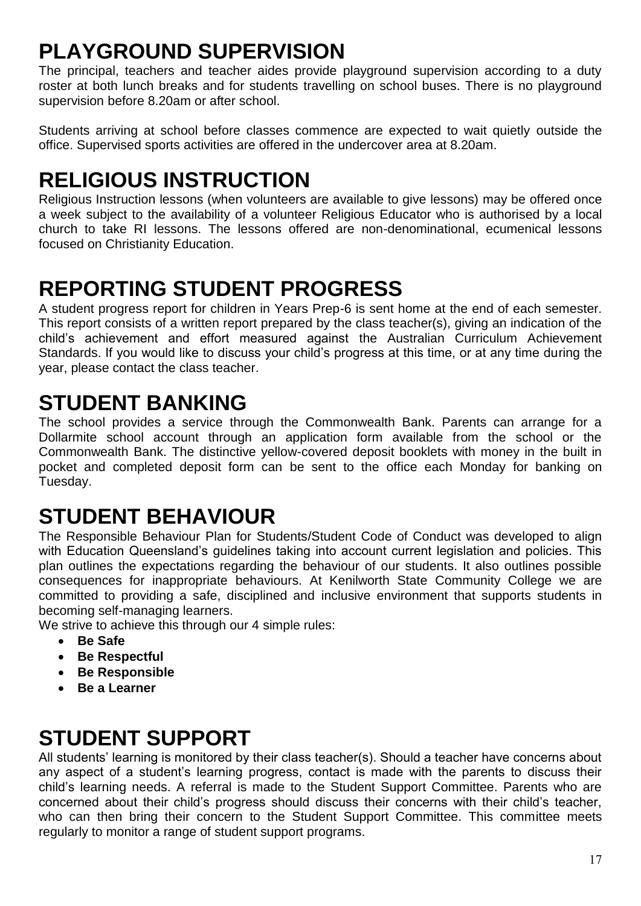# PLAYGROUND SUPERVISION

The principal, teachers and teacher aides provide playground supervision according to a duty roster at both lunch breaks and for students travelling on school buses. There is no playground supervision before 8.20am or after school.

Students arriving at school before classes commence are expected to wait quietly outside the office. Supervised sports activities are offered in the undercover area at 8.20am.

# RELIGIOUS INSTRUCTION

Religious Instruction lessons (when volunteers are available to give lessons) may be offered once a week subject to the availability of a volunteer Religious Educator who is authorised by a local church to take RI lessons. The lessons offered are non-denominational, ecumenical lessons focused on Christianity Education.

# REPORTING STUDENT PROGRESS

A student progress report for children in Years Prep-6 is sent home at the end of each semester. This report consists of a written report prepared by the class teacher(s), giving an indication of the child's achievement and effort measured against the Australian Curriculum Achievement Standards. If you would like to discuss your child's progress at this time, or at any time during the year, please contact the class teacher.

# STUDENT BANKING

The school provides a service through the Commonwealth Bank. Parents can arrange for a Dollarmite school account through an application form available from the school or the Commonwealth Bank. The distinctive yellow-covered deposit booklets with money in the built in pocket and completed deposit form can be sent to the office each Monday for banking on Tuesday.

# STUDENT BEHAVIOUR

The Responsible Behaviour Plan for Students/Student Code of Conduct was developed to align with Education Queensland's guidelines taking into account current legislation and policies. This plan outlines the expectations regarding the behaviour of our students. It also outlines possible consequences for inappropriate behaviours. At Kenilworth State Community College we are committed to providing a safe, disciplined and inclusive environment that supports students in becoming self-managing learners.

We strive to achieve this through our 4 simple rules:

- **Be Safe**
- **Be Respectful**
- **Be Responsible**
- **Be a Learner**

# STUDENT SUPPORT

All students' learning is monitored by their class teacher(s). Should a teacher have concerns about any aspect of a student's learning progress, contact is made with the parents to discuss their child's learning needs. A referral is made to the Student Support Committee. Parents who are concerned about their child's progress should discuss their concerns with their child's teacher, who can then bring their concern to the Student Support Committee. This committee meets regularly to monitor a range of student support programs.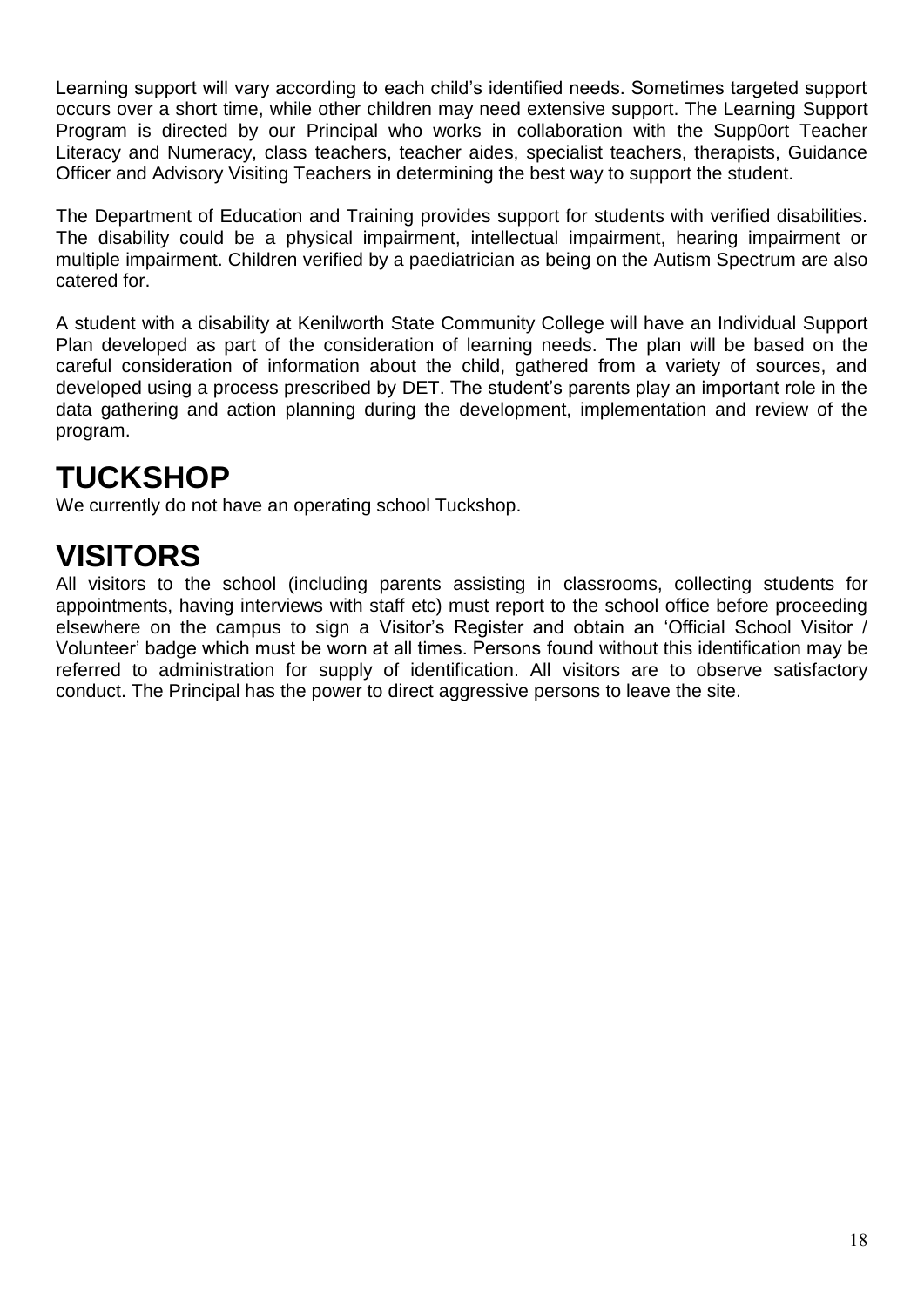Learning support will vary according to each child's identified needs. Sometimes targeted support occurs over a short time, while other children may need extensive support. The Learning Support Program is directed by our Principal who works in collaboration with the Supp0ort Teacher Literacy and Numeracy, class teachers, teacher aides, specialist teachers, therapists, Guidance Officer and Advisory Visiting Teachers in determining the best way to support the student.

The Department of Education and Training provides support for students with verified disabilities. The disability could be a physical impairment, intellectual impairment, hearing impairment or multiple impairment. Children verified by a paediatrician as being on the Autism Spectrum are also catered for.

A student with a disability at Kenilworth State Community College will have an Individual Support Plan developed as part of the consideration of learning needs. The plan will be based on the careful consideration of information about the child, gathered from a variety of sources, and developed using a process prescribed by DET. The student's parents play an important role in the data gathering and action planning during the development, implementation and review of the program.

# TUCKSHOP

We currently do not have an operating school Tuckshop.

# VISITORS

All visitors to the school (including parents assisting in classrooms, collecting students for appointments, having interviews with staff etc) must report to the school office before proceeding elsewhere on the campus to sign a Visitor's Register and obtain an 'Official School Visitor / Volunteer' badge which must be worn at all times. Persons found without this identification may be referred to administration for supply of identification. All visitors are to observe satisfactory conduct. The Principal has the power to direct aggressive persons to leave the site.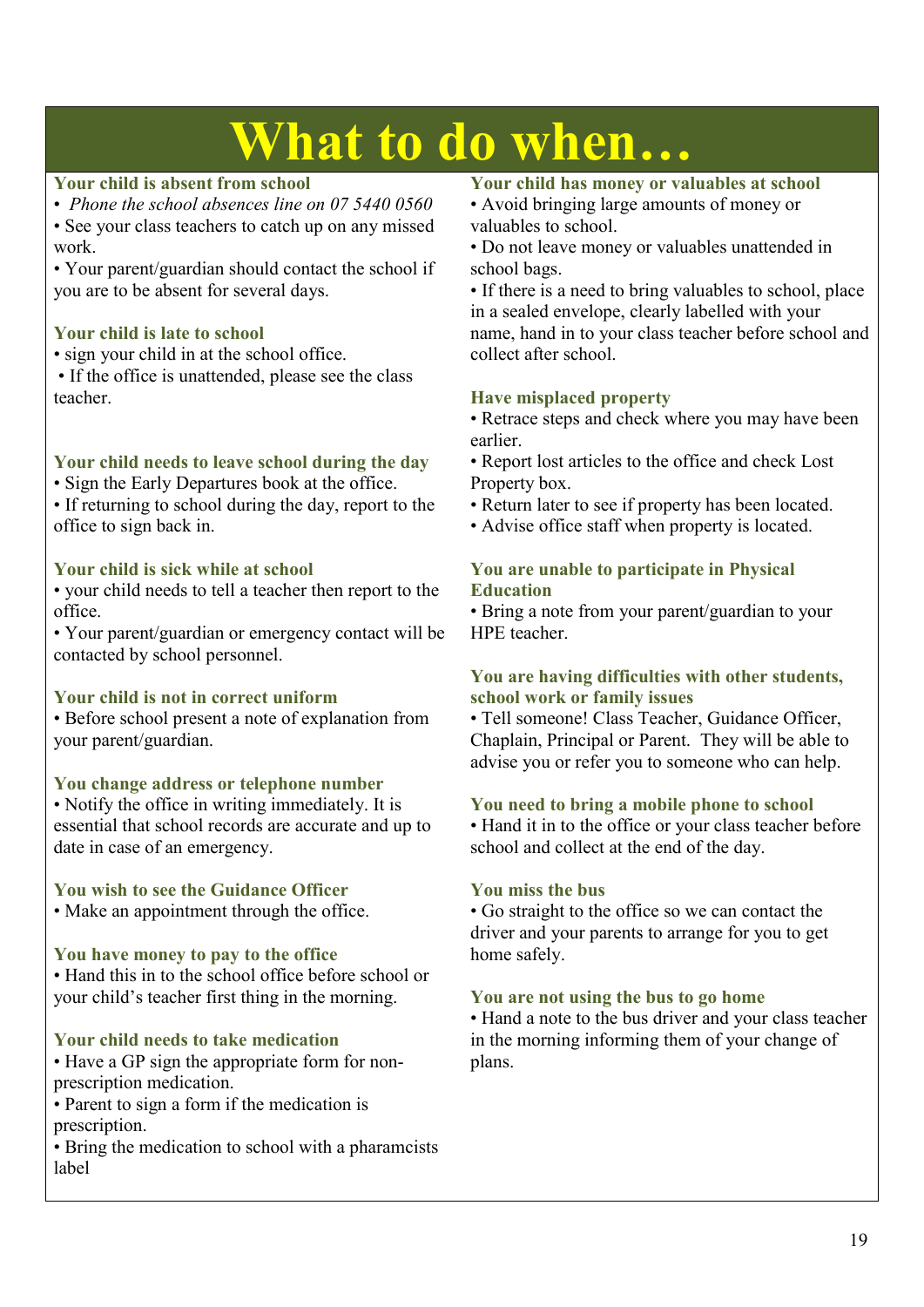# What to do when…

### Your child is absent from school

- *Phone the school absences line on 07 5440 0560*
- See your class teachers to catch up on any missed work.
- Your parent/guardian should contact the school if you are to be absent for several days.

### Your child is late to school

- sign your child in at the school office.
- If the office is unattended, please see the class teacher.

### Your child needs to leave school during the day

- Sign the Early Departures book at the office.
- If returning to school during the day, report to the office to sign back in.

### Your child is sick while at school

- your child needs to tell a teacher then report to the office.
- Your parent/guardian or emergency contact will be contacted by school personnel.

### Your child is not in correct uniform

- Before school present a note of explanation from your parent/guardian.

### You change address or telephone number

- Notify the office in writing immediately. It is essential that school records are accurate and up to date in case of an emergency.

### You wish to see the Guidance Officer

- Make an appointment through the office.

### You have money to pay to the office

- Hand this in to the school office before school or your child's teacher first thing in the morning.

### Your child needs to take medication

- Have a GP sign the appropriate form for non-prescription medication.
- Parent to sign a form if the medication is prescription.
- Bring the medication to school with a pharamcists label

### Your child has money or valuables at school

- Avoid bringing large amounts of money or valuables to school.
- Do not leave money or valuables unattended in school bags.
- If there is a need to bring valuables to school, place in a sealed envelope, clearly labelled with your name, hand in to your class teacher before school and collect after school.

### Have misplaced property

- Retrace steps and check where you may have been earlier.
- Report lost articles to the office and check Lost Property box.
- Return later to see if property has been located.
- Advise office staff when property is located.

### You are unable to participate in Physical Education

- Bring a note from your parent/guardian to your HPE teacher.

### You are having difficulties with other students, school work or family issues

- Tell someone! Class Teacher, Guidance Officer, Chaplain, Principal or Parent. They will be able to advise you or refer you to someone who can help.

### You need to bring a mobile phone to school

- Hand it in to the office or your class teacher before school and collect at the end of the day.

### You miss the bus

- Go straight to the office so we can contact the driver and your parents to arrange for you to get home safely.

### You are not using the bus to go home

- Hand a note to the bus driver and your class teacher in the morning informing them of your change of plans.